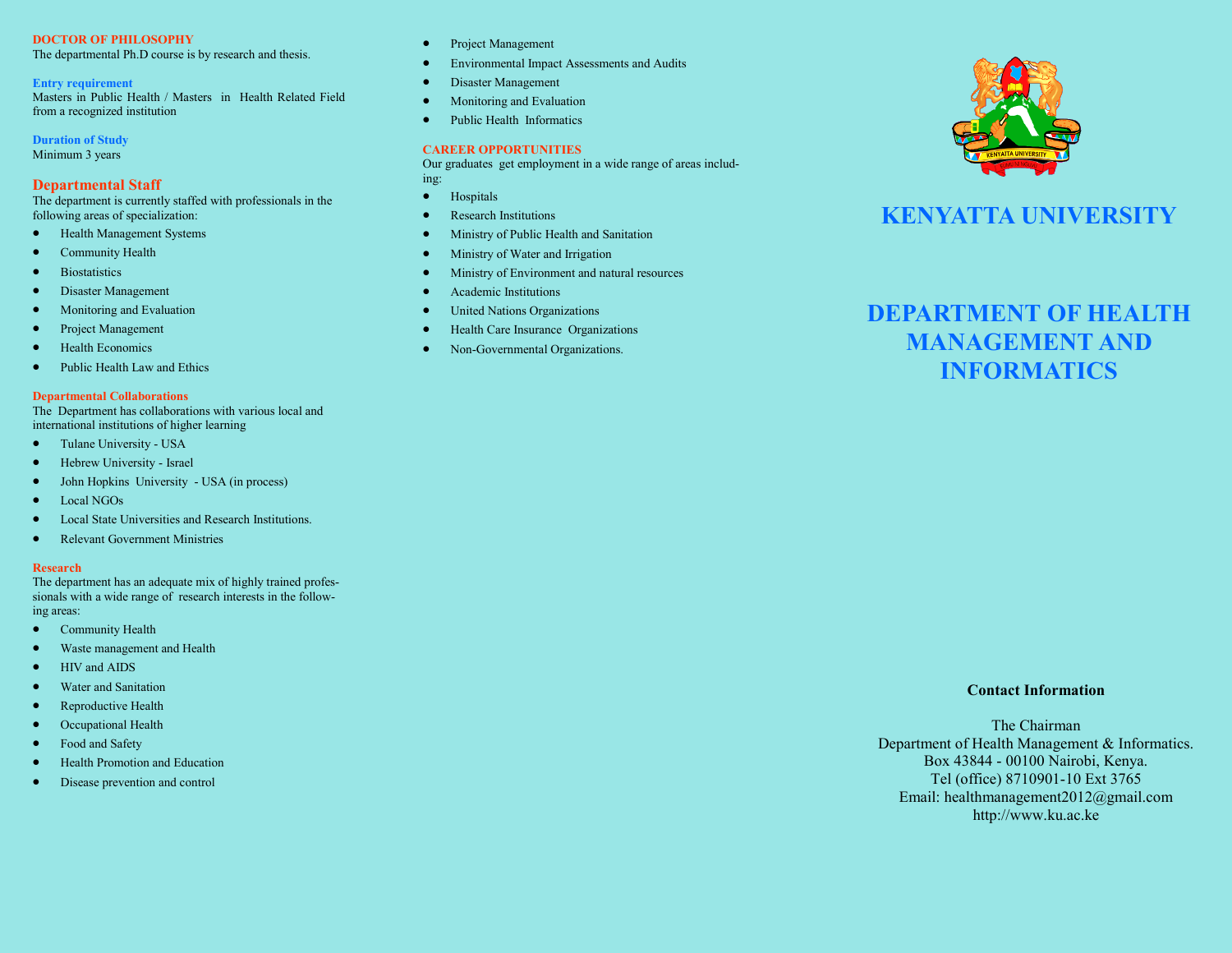## DOCTOR OF PHILOSOPHY

The departmental Ph.D course is by research and thesis.

### Entry requirement

Masters in Public Health / Masters in Health Related Field from a recognized institution

### Duration of Study

Minimum 3 years

## Departmental Staff

The department is currently staffed with professionals in the following areas of specialization:

- Health Management Systems
- Community Health
- Biostatistics
- Disaster Management
- Monitoring and Evaluation
- Project Management
- Health Economics
- Public Health Law and Ethics

### Departmental Collaborations

The Department has collaborations with various local and international institutions of higher learning

- Tulane University - USA
- Hebrew University - Israel
- John Hopkins University - USA (in process)
- Local NGOs
- Local State Universities and Research Institutions.
- Relevant Government Ministries

### Research

The department has an adequate mix of highly trained professionals with a wide range of research interests in the following areas:

- Community Health
- Waste management and Health
- HIV and AIDS
- Water and Sanitation
- Reproductive Health
- Occupational Health
- Food and Safety
- Health Promotion and Education
- Disease prevention and control
- Project Management
- Environmental Impact Assessments and Audits
- Disaster Management
- Monitoring and Evaluation
- Public Health Informatics

### CAREER OPPORTUNITIES

Our graduates get employment in a wide range of areas including:

- Hospitals
- Research Institutions
- Ministry of Public Health and Sanitation
- Ministry of Water and Irrigation
- Ministry of Environment and natural resources
- Academic Institutions
- United Nations Organizations
- Health Care Insurance Organizations
- Non-Governmental Organizations.

# KENYATTA UNIVERSITY

# DEPARTMENT OF HEALTH MANAGEMENT AND INFORMATICS

**Contact Information**

The Chairman
Department of Health Management & Informatics.
Box 43844 - 00100 Nairobi, Kenya.
Tel (office) 8710901-10 Ext 3765
Email: healthmanagement2012@gmail.com
http://www.ku.ac.ke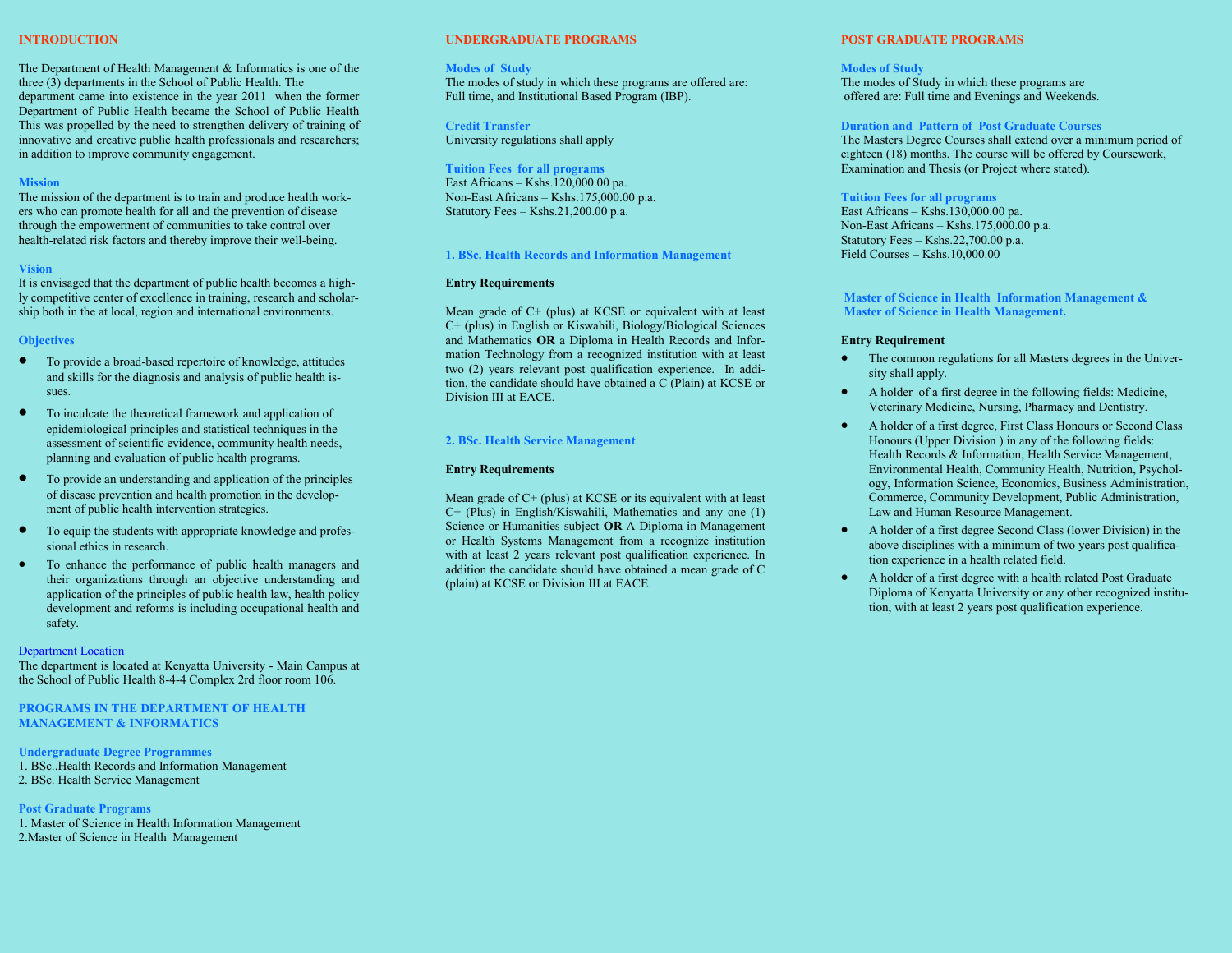## INTRODUCTION

The Department of Health Management & Informatics is one of the three (3) departments in the School of Public Health. The department came into existence in the year 2011 when the former Department of Public Health became the School of Public Health This was propelled by the need to strengthen delivery of training of innovative and creative public health professionals and researchers; in addition to improve community engagement.

### Mission

The mission of the department is to train and produce health workers who can promote health for all and the prevention of disease through the empowerment of communities to take control over health-related risk factors and thereby improve their well-being.

### Vision

It is envisaged that the department of public health becomes a highly competitive center of excellence in training, research and scholarship both in the at local, region and international environments.

### Objectives

- To provide a broad-based repertoire of knowledge, attitudes and skills for the diagnosis and analysis of public health issues.
- To inculcate the theoretical framework and application of epidemiological principles and statistical techniques in the assessment of scientific evidence, community health needs, planning and evaluation of public health programs.
- To provide an understanding and application of the principles of disease prevention and health promotion in the development of public health intervention strategies.
- To equip the students with appropriate knowledge and professional ethics in research.
- To enhance the performance of public health managers and their organizations through an objective understanding and application of the principles of public health law, health policy development and reforms is including occupational health and safety.

### Department Location

The department is located at Kenyatta University - Main Campus at the School of Public Health 8-4-4 Complex 2rd floor room 106.

## PROGRAMS IN THE DEPARTMENT OF HEALTH MANAGEMENT & INFORMATICS

### Undergraduate Degree Programmes

1. BSc..Health Records and Information Management
2. BSc. Health Service Management

### Post Graduate Programs

1. Master of Science in Health Information Management
2. Master of Science in Health Management

## UNDERGRADUATE PROGRAMS

### Modes of Study

The modes of study in which these programs are offered are: Full time, and Institutional Based Program (IBP).

### Credit Transfer

University regulations shall apply

### Tuition Fees for all programs

East Africans – Kshs.120,000.00 pa.
Non-East Africans – Kshs.175,000.00 p.a.
Statutory Fees – Kshs.21,200.00 p.a.

### 1. BSc. Health Records and Information Management

**Entry Requirements**

Mean grade of C+ (plus) at KCSE or equivalent with at least C+ (plus) in English or Kiswahili, Biology/Biological Sciences and Mathematics **OR** a Diploma in Health Records and Information Technology from a recognized institution with at least two (2) years relevant post qualification experience. In addition, the candidate should have obtained a C (Plain) at KCSE or Division III at EACE.

### 2. BSc. Health Service Management

**Entry Requirements**

Mean grade of C+ (plus) at KCSE or its equivalent with at least C+ (Plus) in English/Kiswahili, Mathematics and any one (1) Science or Humanities subject **OR** A Diploma in Management or Health Systems Management from a recognize institution with at least 2 years relevant post qualification experience. In addition the candidate should have obtained a mean grade of C (plain) at KCSE or Division III at EACE.

## POST GRADUATE PROGRAMS

### Modes of Study

The modes of Study in which these programs are offered are: Full time and Evenings and Weekends.

### Duration and Pattern of Post Graduate Courses

The Masters Degree Courses shall extend over a minimum period of eighteen (18) months. The course will be offered by Coursework, Examination and Thesis (or Project where stated).

### Tuition Fees for all programs

East Africans – Kshs.130,000.00 pa.
Non-East Africans – Kshs.175,000.00 p.a.
Statutory Fees – Kshs.22,700.00 p.a.
Field Courses – Kshs.10,000.00

### Master of Science in Health Information Management & Master of Science in Health Management.

**Entry Requirement**

- The common regulations for all Masters degrees in the University shall apply.
- A holder of a first degree in the following fields: Medicine, Veterinary Medicine, Nursing, Pharmacy and Dentistry.
- A holder of a first degree, First Class Honours or Second Class Honours (Upper Division ) in any of the following fields: Health Records & Information, Health Service Management, Environmental Health, Community Health, Nutrition, Psychology, Information Science, Economics, Business Administration, Commerce, Community Development, Public Administration, Law and Human Resource Management.
- A holder of a first degree Second Class (lower Division) in the above disciplines with a minimum of two years post qualification experience in a health related field.
- A holder of a first degree with a health related Post Graduate Diploma of Kenyatta University or any other recognized institution, with at least 2 years post qualification experience.